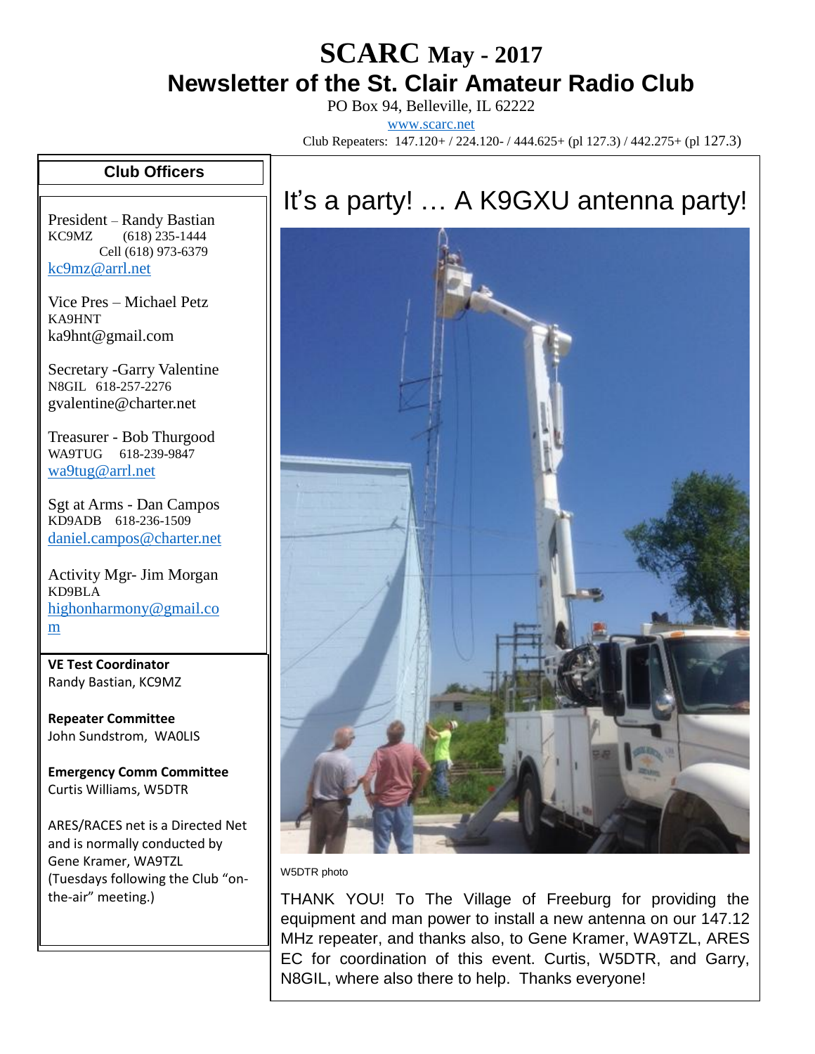# SCARC May - 2017

## Newsletter of the St. Clair Amateur Radio Club

PO Box 94, Belleville, IL 62222

www.scarc.net

Club Repeaters: 147.120+ / 224.120- / 444.625+ (pl 127.3) / 442.275+ (pl 127.3)

### Club Officers

President – Randy Bastian
KC9MZ (618) 235-1444
Cell (618) 973-6379
kc9mz@arrl.net

Vice Pres – Michael Petz
KA9HNT
ka9hnt@gmail.com

Secretary -Garry Valentine
N8GIL 618-257-2276
gvalentine@charter.net

Treasurer - Bob Thurgood
WA9TUG 618-239-9847
wa9tug@arrl.net

Sgt at Arms - Dan Campos
KD9ADB 618-236-1509
daniel.campos@charter.net

Activity Mgr- Jim Morgan
KD9BLA
highonharmony@gmail.com

**VE Test Coordinator**
Randy Bastian, KC9MZ

**Repeater Committee**
John Sundstrom, WA0LIS

**Emergency Comm Committee**
Curtis Williams, W5DTR

ARES/RACES net is a Directed Net and is normally conducted by Gene Kramer, WA9TZL (Tuesdays following the Club "on-the-air" meeting.)

## It's a party! … A K9GXU antenna party!

W5DTR photo

THANK YOU! To The Village of Freeburg for providing the equipment and man power to install a new antenna on our 147.12 MHz repeater, and thanks also, to Gene Kramer, WA9TZL, ARES EC for coordination of this event. Curtis, W5DTR, and Garry, N8GIL, where also there to help. Thanks everyone!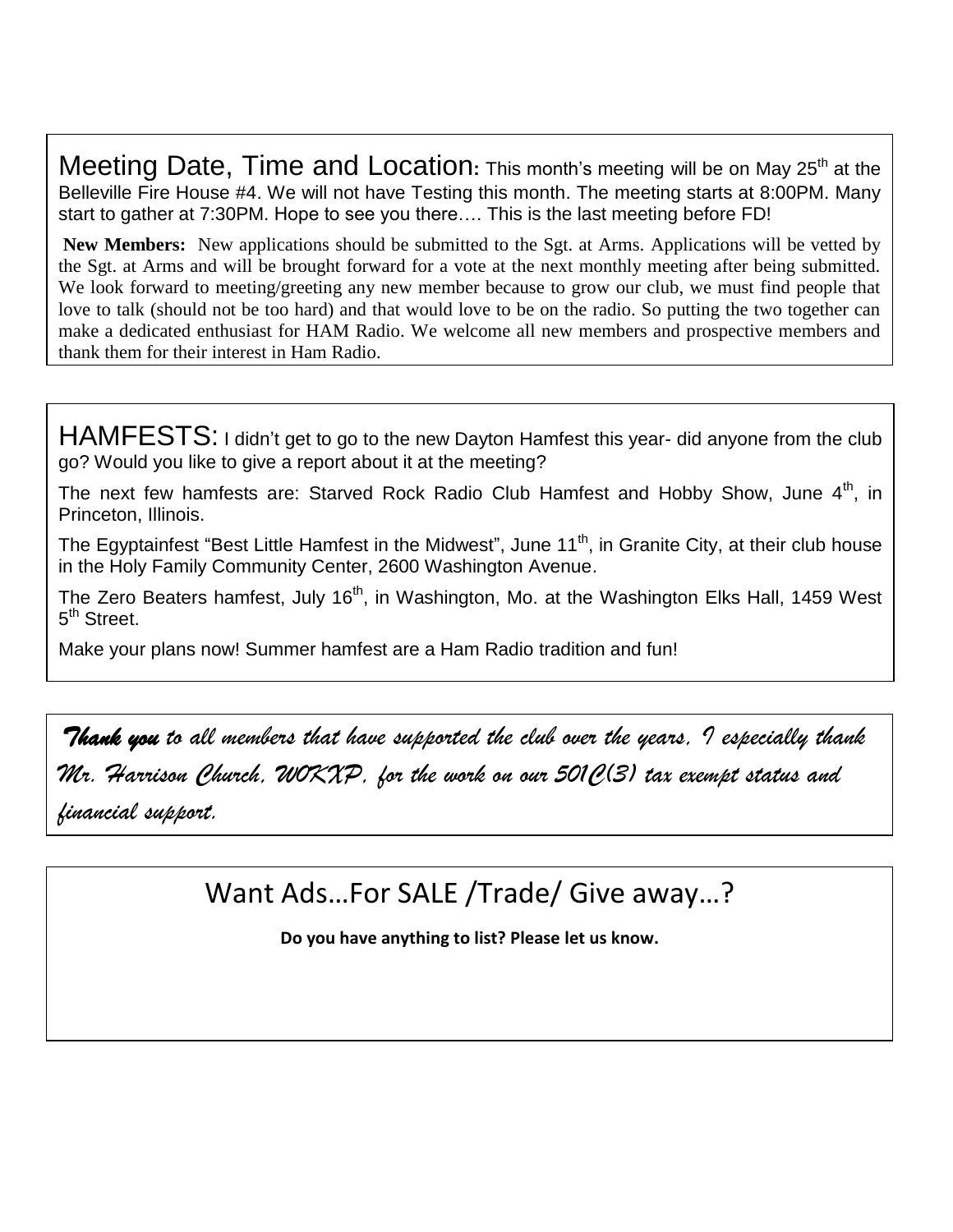**Meeting Date, Time and Location:** This month's meeting will be on May 25th at the Belleville Fire House #4. We will not have Testing this month. The meeting starts at 8:00PM. Many start to gather at 7:30PM. Hope to see you there…. This is the last meeting before FD!

**New Members:** New applications should be submitted to the Sgt. at Arms. Applications will be vetted by the Sgt. at Arms and will be brought forward for a vote at the next monthly meeting after being submitted. We look forward to meeting/greeting any new member because to grow our club, we must find people that love to talk (should not be too hard) and that would love to be on the radio. So putting the two together can make a dedicated enthusiast for HAM Radio. We welcome all new members and prospective members and thank them for their interest in Ham Radio.

**HAMFESTS:** I didn't get to go to the new Dayton Hamfest this year- did anyone from the club go? Would you like to give a report about it at the meeting?

The next few hamfests are: Starved Rock Radio Club Hamfest and Hobby Show, June 4th, in Princeton, Illinois.

The Egyptainfest "Best Little Hamfest in the Midwest", June 11th, in Granite City, at their club house in the Holy Family Community Center, 2600 Washington Avenue.

The Zero Beaters hamfest, July 16th, in Washington, Mo. at the Washington Elks Hall, 1459 West 5th Street.

Make your plans now! Summer hamfest are a Ham Radio tradition and fun!

***Thank you** to all members that have supported the club over the years, I especially thank Mr. Harrison Church, W0KXP, for the work on our 501C(3) tax exempt status and financial support.*

## Want Ads…For SALE /Trade/ Give away…?

**Do you have anything to list? Please let us know.**